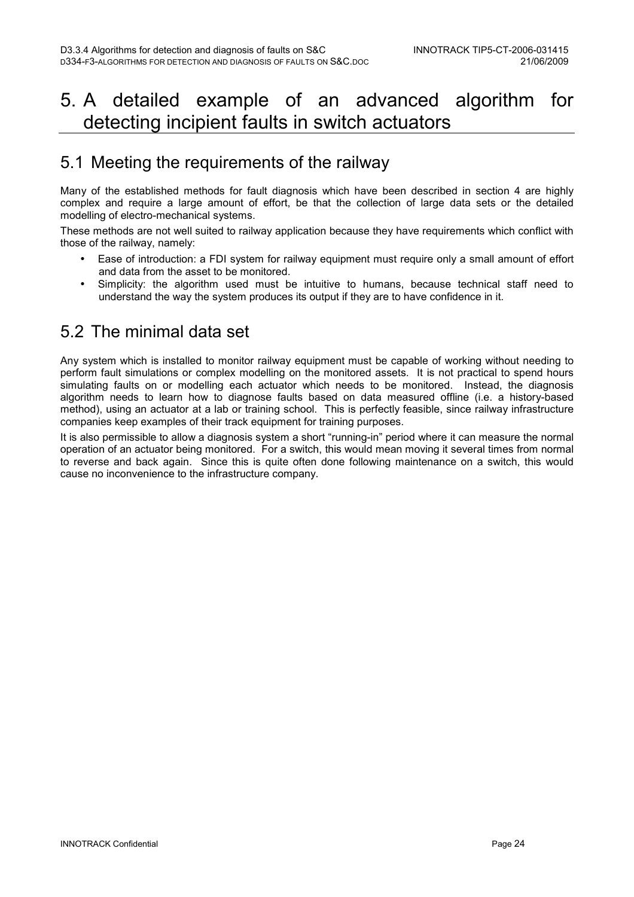# 5. A detailed example of an advanced algorithm for detecting incipient faults in switch actuators

## 5.1 Meeting the requirements of the railway

Many of the established methods for fault diagnosis which have been described in section 4 are highly complex and require a large amount of effort, be that the collection of large data sets or the detailed modelling of electro-mechanical systems.

These methods are not well suited to railway application because they have requirements which conflict with those of the railway, namely:

- Ease of introduction: a FDI system for railway equipment must require only a small amount of effort and data from the asset to be monitored.
- Simplicity: the algorithm used must be intuitive to humans, because technical staff need to understand the way the system produces its output if they are to have confidence in it.

## 5.2 The minimal data set

Any system which is installed to monitor railway equipment must be capable of working without needing to perform fault simulations or complex modelling on the monitored assets. It is not practical to spend hours simulating faults on or modelling each actuator which needs to be monitored. Instead, the diagnosis algorithm needs to learn how to diagnose faults based on data measured offline (i.e. a history-based method), using an actuator at a lab or training school. This is perfectly feasible, since railway infrastructure companies keep examples of their track equipment for training purposes.

It is also permissible to allow a diagnosis system a short “running-in” period where it can measure the normal operation of an actuator being monitored. For a switch, this would mean moving it several times from normal to reverse and back again. Since this is quite often done following maintenance on a switch, this would cause no inconvenience to the infrastructure company.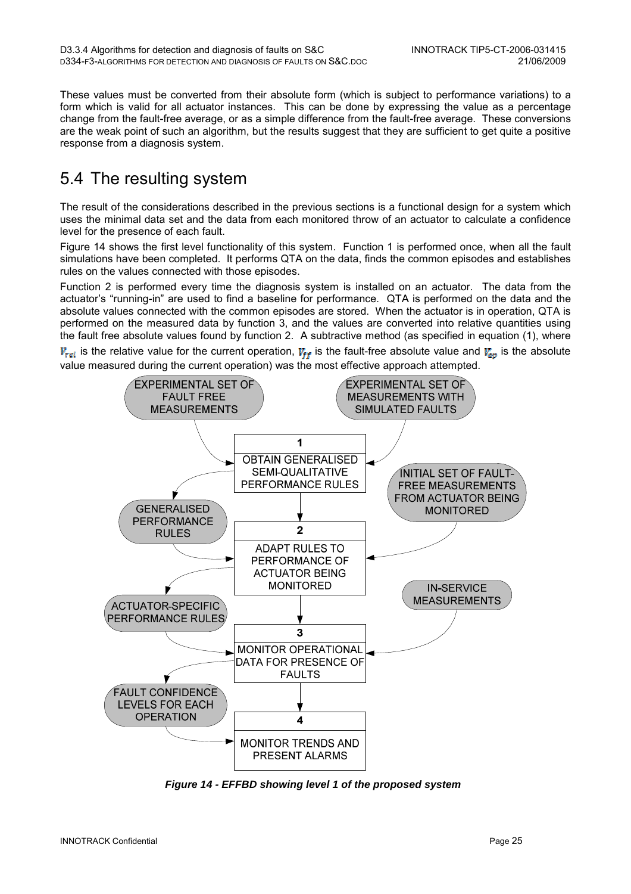These values must be converted from their absolute form (which is subject to performance variations) to a form which is valid for all actuator instances. This can be done by expressing the value as a percentage change from the fault-free average, or as a simple difference from the fault-free average. These conversions are the weak point of such an algorithm, but the results suggest that they are sufficient to get quite a positive response from a diagnosis system.

## 5.4 The resulting system

The result of the considerations described in the previous sections is a functional design for a system which uses the minimal data set and the data from each monitored throw of an actuator to calculate a confidence level for the presence of each fault.

Figure 14 shows the first level functionality of this system. Function 1 is performed once, when all the fault simulations have been completed. It performs QTA on the data, finds the common episodes and establishes rules on the values connected with those episodes.

Function 2 is performed every time the diagnosis system is installed on an actuator. The data from the actuator's "running-in" are used to find a baseline for performance. QTA is performed on the data and the absolute values connected with the common episodes are stored. When the actuator is in operation, QTA is performed on the measured data by function 3, and the values are converted into relative quantities using the fault free absolute values found by function 2. A subtractive method (as specified in equation (1), where $V_{rel}$ is the relative value for the current operation, $V_{ff}$ is the fault-free absolute value and $V_{op}$ is the absolute value measured during the current operation) was the most effective approach attempted.

EXPERIMENTAL SET OF FAULT FREE MEASUREMENTS

EXPERIMENTAL SET OF MEASUREMENTS WITH SIMULATED FAULTS

1 OBTAIN GENERALISED SEMI-QUALITATIVE PERFORMANCE RULES

GENERALISED PERFORMANCE RULES

INITIAL SET OF FAULT-FREE MEASUREMENTS FROM ACTUATOR BEING MONITORED

2 ADAPT RULES TO PERFORMANCE OF ACTUATOR BEING MONITORED

ACTUATOR-SPECIFIC PERFORMANCE RULES

IN-SERVICE MEASUREMENTS

3 MONITOR OPERATIONAL DATA FOR PRESENCE OF FAULTS

FAULT CONFIDENCE LEVELS FOR EACH OPERATION

4 MONITOR TRENDS AND PRESENT ALARMS

***Figure 14 - EFFBD showing level 1 of the proposed system***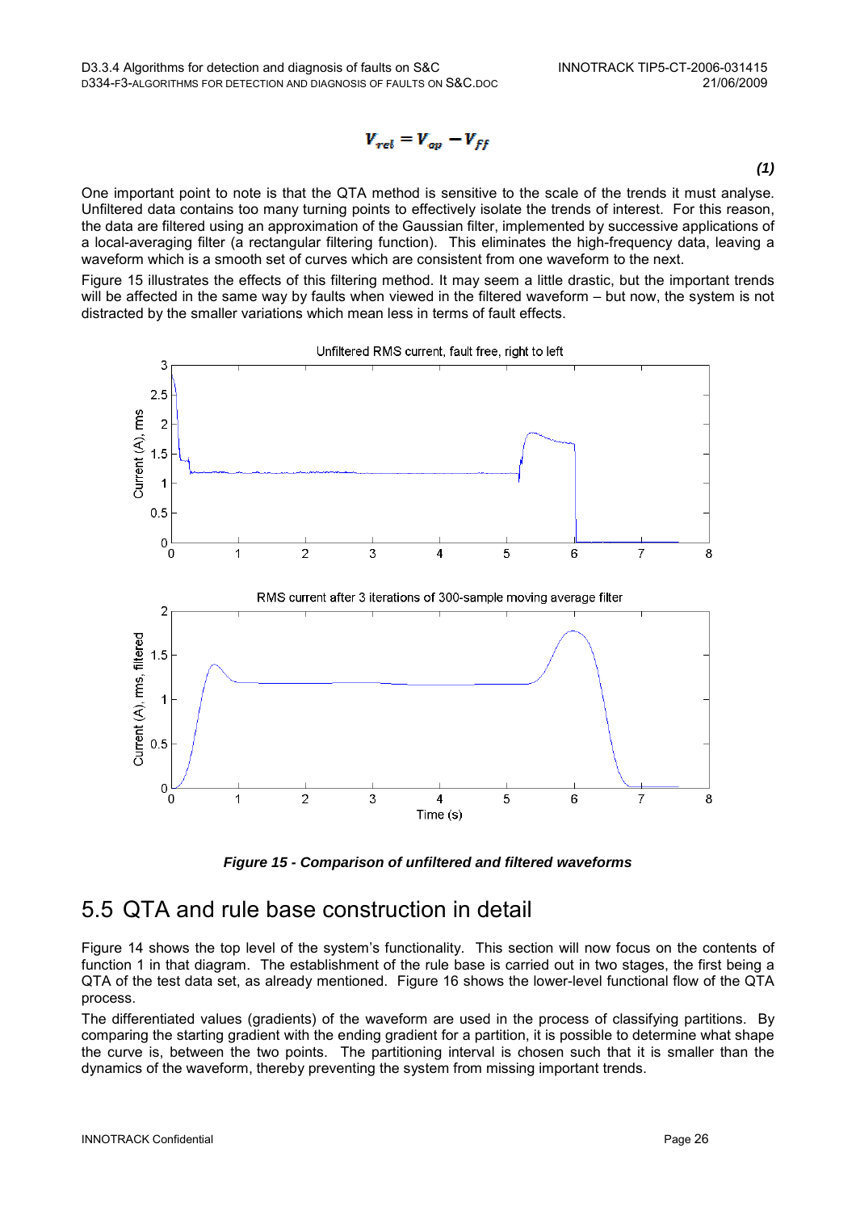$$V_{rel} = V_{op} - V_{ff}$$

***(1)***

One important point to note is that the QTA method is sensitive to the scale of the trends it must analyse. Unfiltered data contains too many turning points to effectively isolate the trends of interest. For this reason, the data are filtered using an approximation of the Gaussian filter, implemented by successive applications of a local-averaging filter (a rectangular filtering function). This eliminates the high-frequency data, leaving a waveform which is a smooth set of curves which are consistent from one waveform to the next.

Figure 15 illustrates the effects of this filtering method. It may seem a little drastic, but the important trends will be affected in the same way by faults when viewed in the filtered waveform – but now, the system is not distracted by the smaller variations which mean less in terms of fault effects.

***Figure 15 - Comparison of unfiltered and filtered waveforms***

# 5.5 QTA and rule base construction in detail

Figure 14 shows the top level of the system's functionality. This section will now focus on the contents of function 1 in that diagram. The establishment of the rule base is carried out in two stages, the first being a QTA of the test data set, as already mentioned. Figure 16 shows the lower-level functional flow of the QTA process.

The differentiated values (gradients) of the waveform are used in the process of classifying partitions. By comparing the starting gradient with the ending gradient for a partition, it is possible to determine what shape the curve is, between the two points. The partitioning interval is chosen such that it is smaller than the dynamics of the waveform, thereby preventing the system from missing important trends.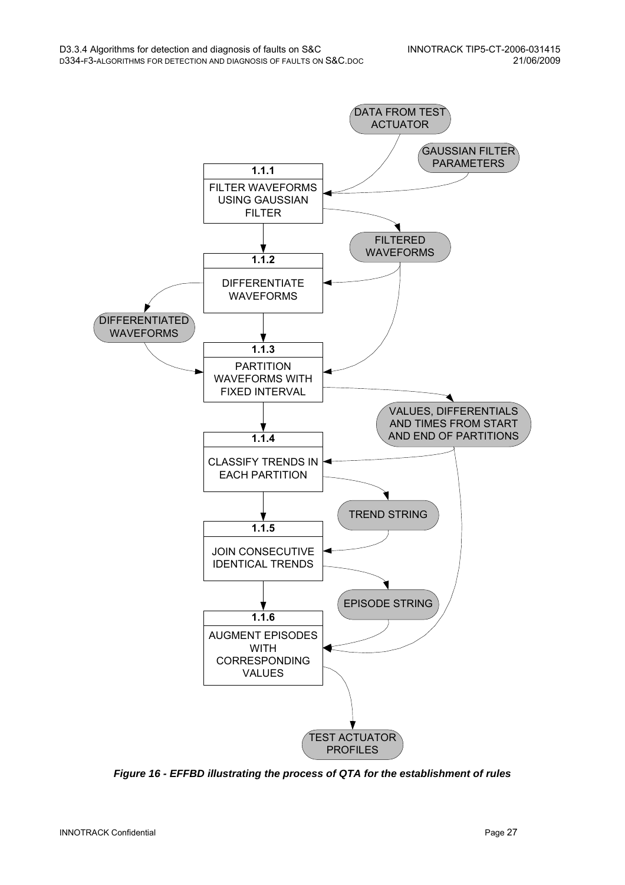DATA FROM TEST ACTUATOR

GAUSSIAN FILTER PARAMETERS

**1.1.1**
FILTER WAVEFORMS USING GAUSSIAN FILTER

FILTERED WAVEFORMS

**1.1.2**
DIFFERENTIATE WAVEFORMS

DIFFERENTIATED WAVEFORMS

**1.1.3**
PARTITION WAVEFORMS WITH FIXED INTERVAL

VALUES, DIFFERENTIALS AND TIMES FROM START AND END OF PARTITIONS

**1.1.4**
CLASSIFY TRENDS IN EACH PARTITION

TREND STRING

**1.1.5**
JOIN CONSECUTIVE IDENTICAL TRENDS

EPISODE STRING

**1.1.6**
AUGMENT EPISODES WITH CORRESPONDING VALUES

TEST ACTUATOR PROFILES

***Figure 16 - EFFBD illustrating the process of QTA for the establishment of rules***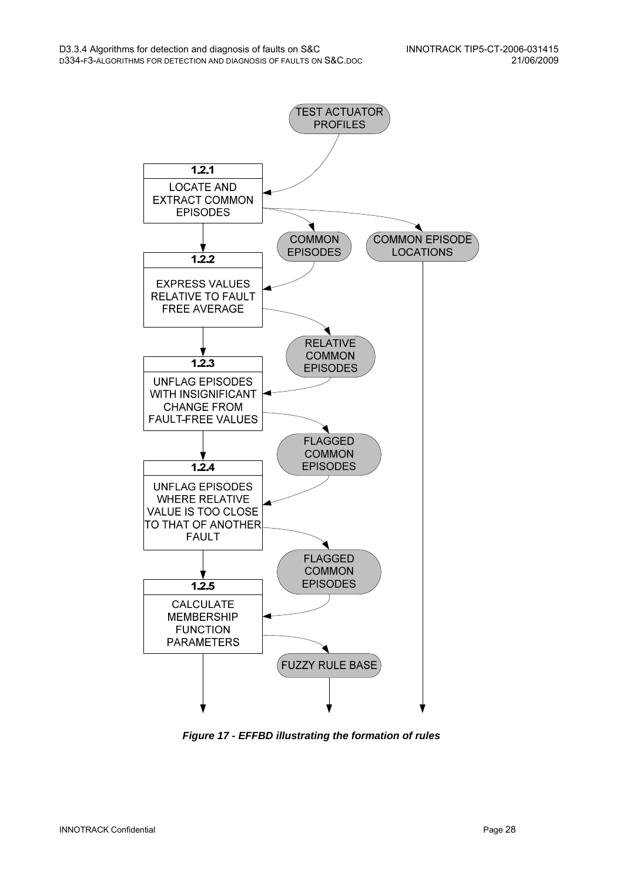TEST ACTUATOR PROFILES

**1.2.1** LOCATE AND EXTRACT COMMON EPISODES

COMMON EPISODES

COMMON EPISODE LOCATIONS

**1.2.2** EXPRESS VALUES RELATIVE TO FAULT FREE AVERAGE

RELATIVE COMMON EPISODES

**1.2.3** UNFLAG EPISODES WITH INSIGNIFICANT CHANGE FROM FAULT-FREE VALUES

FLAGGED COMMON EPISODES

**1.2.4** UNFLAG EPISODES WHERE RELATIVE VALUE IS TOO CLOSE TO THAT OF ANOTHER FAULT

FLAGGED COMMON EPISODES

**1.2.5** CALCULATE MEMBERSHIP FUNCTION PARAMETERS

FUZZY RULE BASE

***Figure 17 - EFFBD illustrating the formation of rules***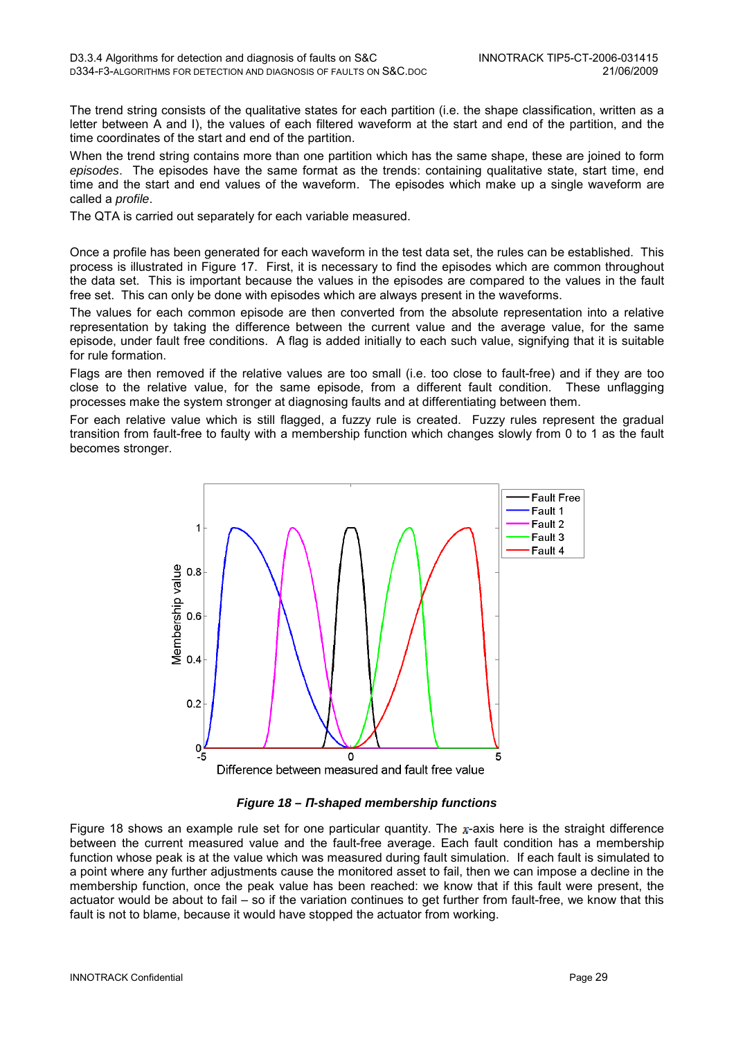The trend string consists of the qualitative states for each partition (i.e. the shape classification, written as a letter between A and I), the values of each filtered waveform at the start and end of the partition, and the time coordinates of the start and end of the partition.

When the trend string contains more than one partition which has the same shape, these are joined to form *episodes*. The episodes have the same format as the trends: containing qualitative state, start time, end time and the start and end values of the waveform. The episodes which make up a single waveform are called a *profile*.

The QTA is carried out separately for each variable measured.

Once a profile has been generated for each waveform in the test data set, the rules can be established. This process is illustrated in Figure 17. First, it is necessary to find the episodes which are common throughout the data set. This is important because the values in the episodes are compared to the values in the fault free set. This can only be done with episodes which are always present in the waveforms.

The values for each common episode are then converted from the absolute representation into a relative representation by taking the difference between the current value and the average value, for the same episode, under fault free conditions. A flag is added initially to each such value, signifying that it is suitable for rule formation.

Flags are then removed if the relative values are too small (i.e. too close to fault-free) and if they are too close to the relative value, for the same episode, from a different fault condition. These unflagging processes make the system stronger at diagnosing faults and at differentiating between them.

For each relative value which is still flagged, a fuzzy rule is created. Fuzzy rules represent the gradual transition from fault-free to faulty with a membership function which changes slowly from 0 to 1 as the fault becomes stronger.

***Figure 18 – Π-shaped membership functions***

Figure 18 shows an example rule set for one particular quantity. The $x$-axis here is the straight difference between the current measured value and the fault-free average. Each fault condition has a membership function whose peak is at the value which was measured during fault simulation. If each fault is simulated to a point where any further adjustments cause the monitored asset to fail, then we can impose a decline in the membership function, once the peak value has been reached: we know that if this fault were present, the actuator would be about to fail – so if the variation continues to get further from fault-free, we know that this fault is not to blame, because it would have stopped the actuator from working.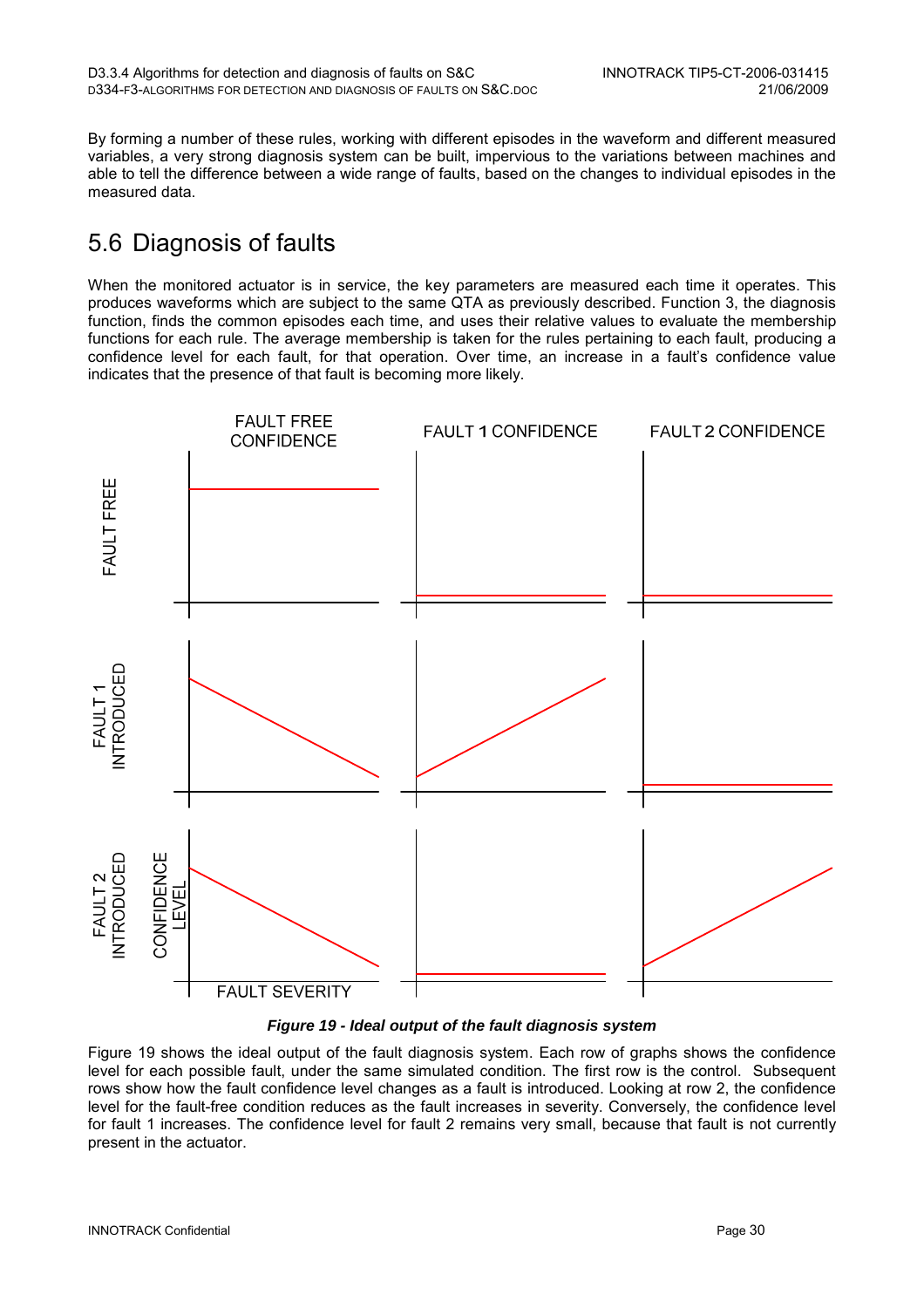By forming a number of these rules, working with different episodes in the waveform and different measured variables, a very strong diagnosis system can be built, impervious to the variations between machines and able to tell the difference between a wide range of faults, based on the changes to individual episodes in the measured data.

## 5.6 Diagnosis of faults

When the monitored actuator is in service, the key parameters are measured each time it operates. This produces waveforms which are subject to the same QTA as previously described. Function 3, the diagnosis function, finds the common episodes each time, and uses their relative values to evaluate the membership functions for each rule. The average membership is taken for the rules pertaining to each fault, producing a confidence level for each fault, for that operation. Over time, an increase in a fault's confidence value indicates that the presence of that fault is becoming more likely.

***Figure 19 - Ideal output of the fault diagnosis system***

Figure 19 shows the ideal output of the fault diagnosis system. Each row of graphs shows the confidence level for each possible fault, under the same simulated condition. The first row is the control. Subsequent rows show how the fault confidence level changes as a fault is introduced. Looking at row 2, the confidence level for the fault-free condition reduces as the fault increases in severity. Conversely, the confidence level for fault 1 increases. The confidence level for fault 2 remains very small, because that fault is not currently present in the actuator.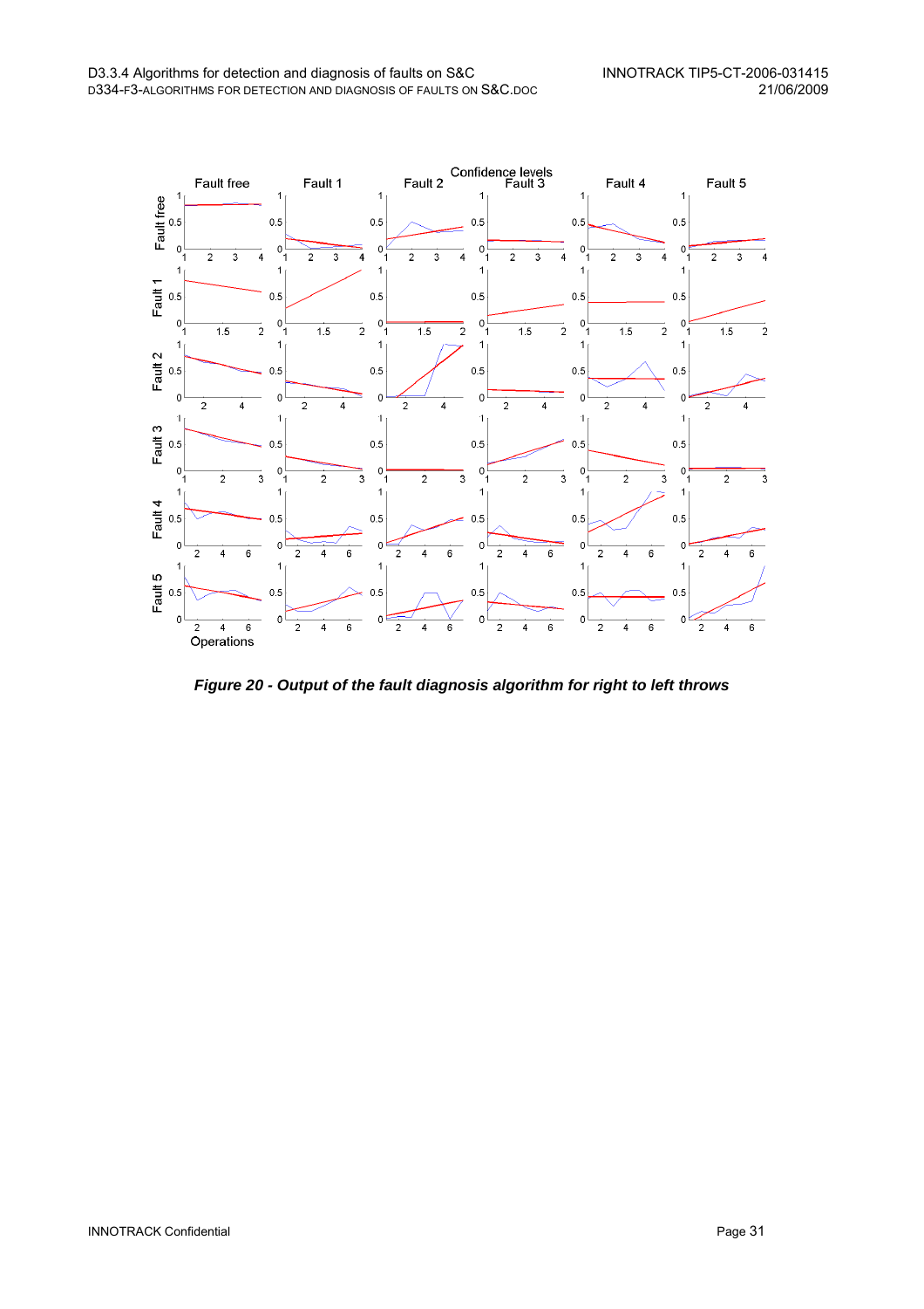*Figure 20 - Output of the fault diagnosis algorithm for right to left throws*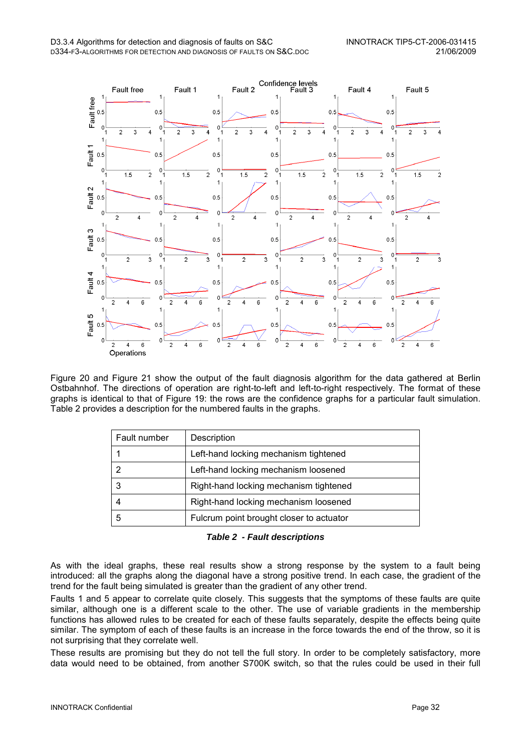Figure 20 and Figure 21 show the output of the fault diagnosis algorithm for the data gathered at Berlin Ostbahnhof. The directions of operation are right-to-left and left-to-right respectively. The format of these graphs is identical to that of Figure 19: the rows are the confidence graphs for a particular fault simulation. Table 2 provides a description for the numbered faults in the graphs.

| Fault number | Description |
|---|---|
| 1 | Left-hand locking mechanism tightened |
| 2 | Left-hand locking mechanism loosened |
| 3 | Right-hand locking mechanism tightened |
| 4 | Right-hand locking mechanism loosened |
| 5 | Fulcrum point brought closer to actuator |

***Table 2 - Fault descriptions***

As with the ideal graphs, these real results show a strong response by the system to a fault being introduced: all the graphs along the diagonal have a strong positive trend. In each case, the gradient of the trend for the fault being simulated is greater than the gradient of any other trend.

Faults 1 and 5 appear to correlate quite closely. This suggests that the symptoms of these faults are quite similar, although one is a different scale to the other. The use of variable gradients in the membership functions has allowed rules to be created for each of these faults separately, despite the effects being quite similar. The symptom of each of these faults is an increase in the force towards the end of the throw, so it is not surprising that they correlate well.

These results are promising but they do not tell the full story. In order to be completely satisfactory, more data would need to be obtained, from another S700K switch, so that the rules could be used in their full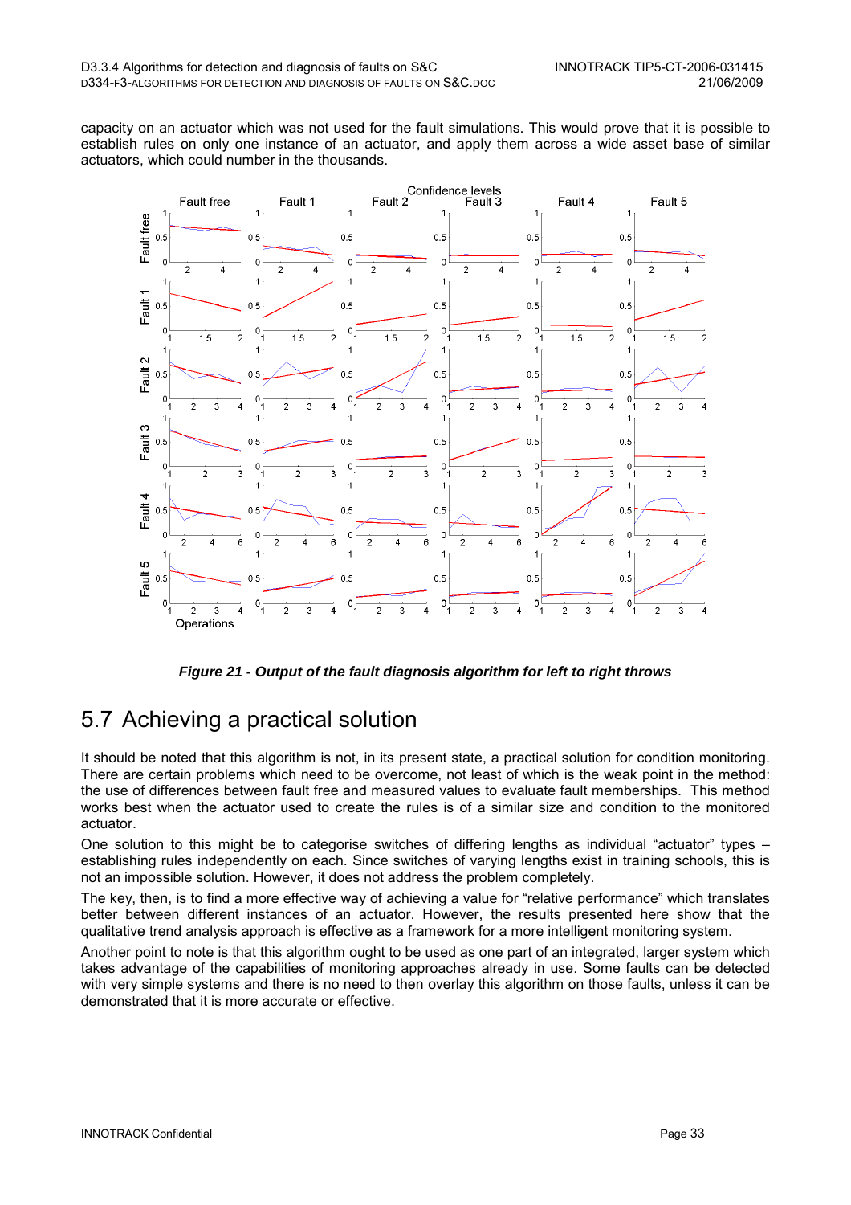capacity on an actuator which was not used for the fault simulations. This would prove that it is possible to establish rules on only one instance of an actuator, and apply them across a wide asset base of similar actuators, which could number in the thousands.

*Figure 21 - Output of the fault diagnosis algorithm for left to right throws*

## 5.7 Achieving a practical solution

It should be noted that this algorithm is not, in its present state, a practical solution for condition monitoring. There are certain problems which need to be overcome, not least of which is the weak point in the method: the use of differences between fault free and measured values to evaluate fault memberships. This method works best when the actuator used to create the rules is of a similar size and condition to the monitored actuator.

One solution to this might be to categorise switches of differing lengths as individual "actuator" types – establishing rules independently on each. Since switches of varying lengths exist in training schools, this is not an impossible solution. However, it does not address the problem completely.

The key, then, is to find a more effective way of achieving a value for "relative performance" which translates better between different instances of an actuator. However, the results presented here show that the qualitative trend analysis approach is effective as a framework for a more intelligent monitoring system.

Another point to note is that this algorithm ought to be used as one part of an integrated, larger system which takes advantage of the capabilities of monitoring approaches already in use. Some faults can be detected with very simple systems and there is no need to then overlay this algorithm on those faults, unless it can be demonstrated that it is more accurate or effective.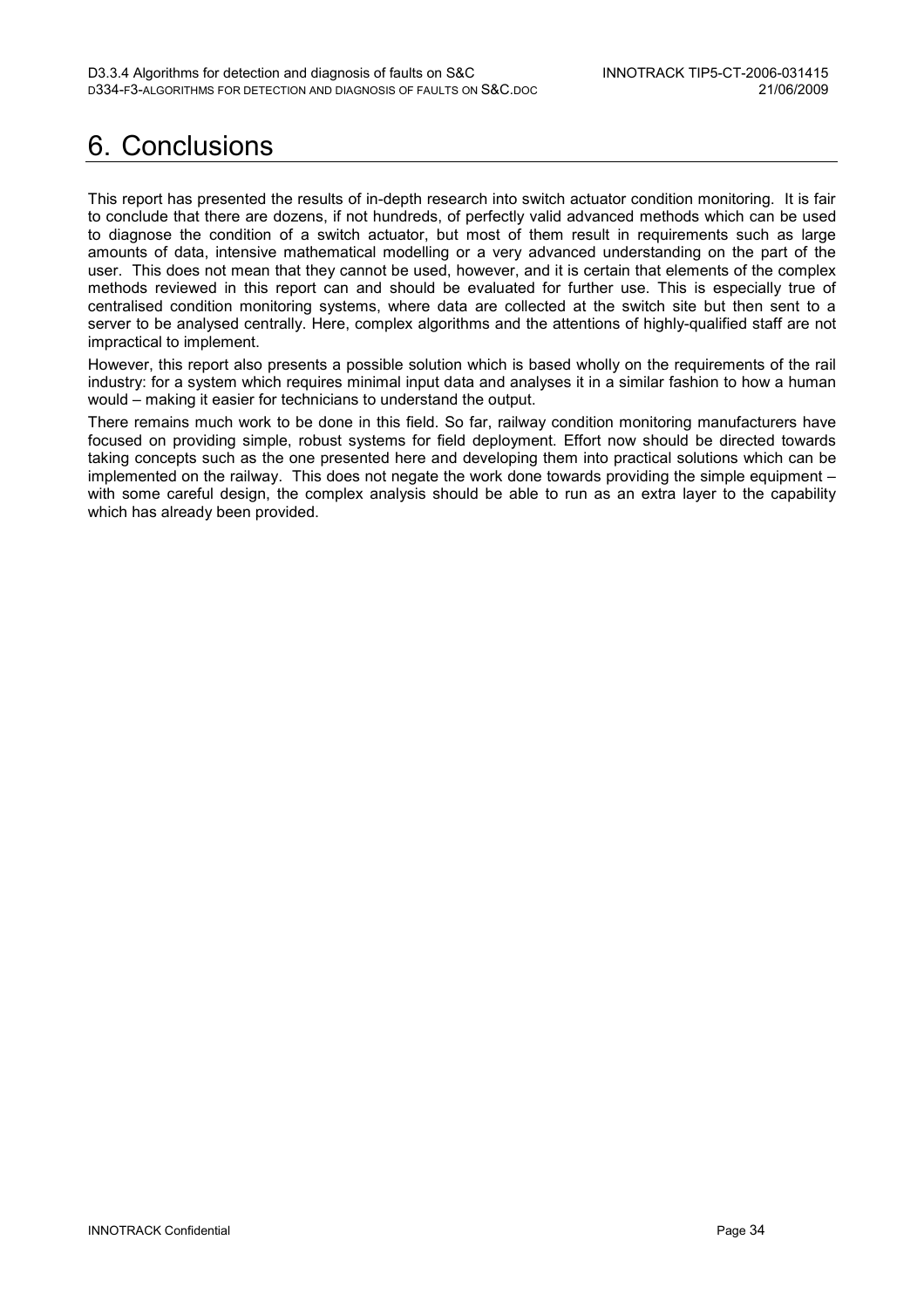# 6. Conclusions

This report has presented the results of in-depth research into switch actuator condition monitoring. It is fair to conclude that there are dozens, if not hundreds, of perfectly valid advanced methods which can be used to diagnose the condition of a switch actuator, but most of them result in requirements such as large amounts of data, intensive mathematical modelling or a very advanced understanding on the part of the user. This does not mean that they cannot be used, however, and it is certain that elements of the complex methods reviewed in this report can and should be evaluated for further use. This is especially true of centralised condition monitoring systems, where data are collected at the switch site but then sent to a server to be analysed centrally. Here, complex algorithms and the attentions of highly-qualified staff are not impractical to implement.

However, this report also presents a possible solution which is based wholly on the requirements of the rail industry: for a system which requires minimal input data and analyses it in a similar fashion to how a human would – making it easier for technicians to understand the output.

There remains much work to be done in this field. So far, railway condition monitoring manufacturers have focused on providing simple, robust systems for field deployment. Effort now should be directed towards taking concepts such as the one presented here and developing them into practical solutions which can be implemented on the railway. This does not negate the work done towards providing the simple equipment – with some careful design, the complex analysis should be able to run as an extra layer to the capability which has already been provided.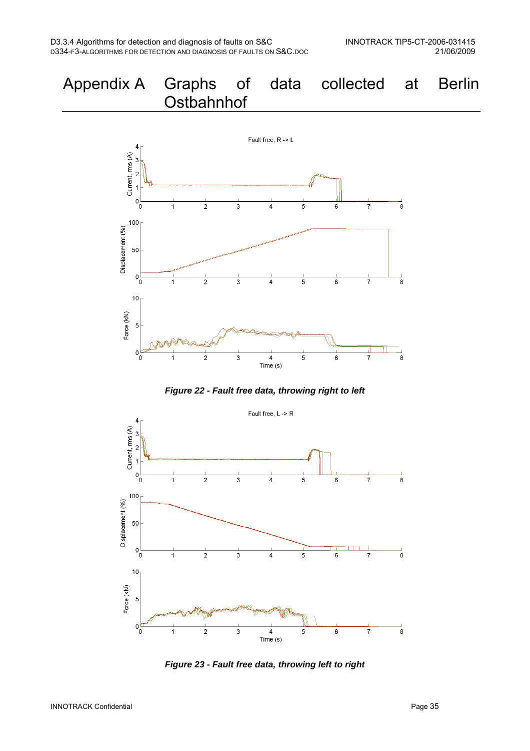# Appendix A Graphs of data collected at Berlin Ostbahnhof

*Figure 22 - Fault free data, throwing right to left*

*Figure 23 - Fault free data, throwing left to right*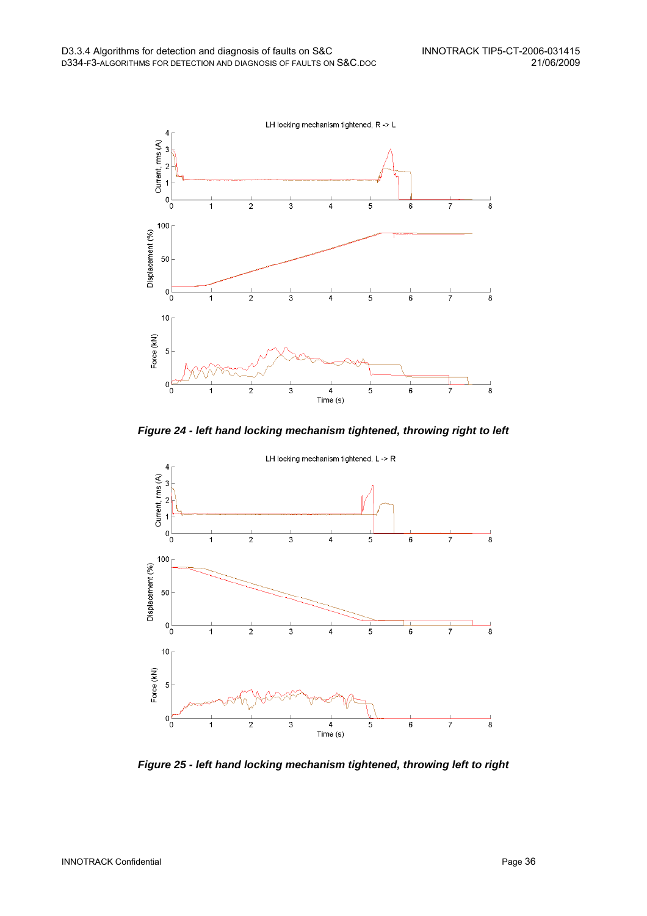*Figure 24 - left hand locking mechanism tightened, throwing right to left*

*Figure 25 - left hand locking mechanism tightened, throwing left to right*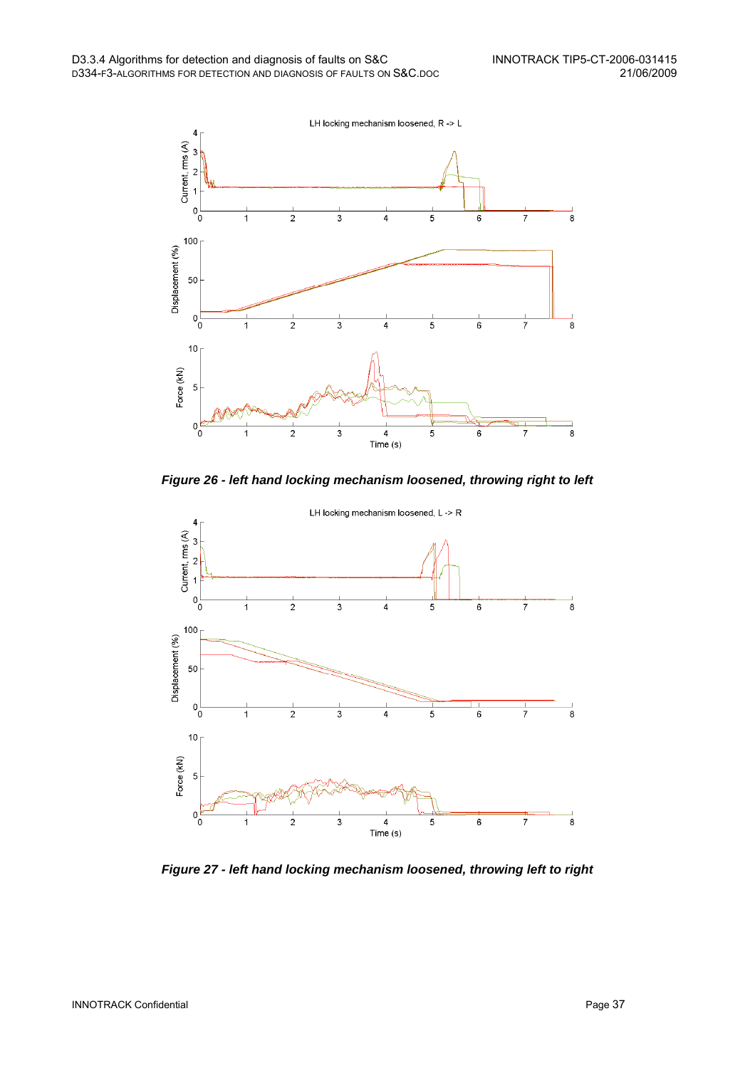*Figure 26 - left hand locking mechanism loosened, throwing right to left*

*Figure 27 - left hand locking mechanism loosened, throwing left to right*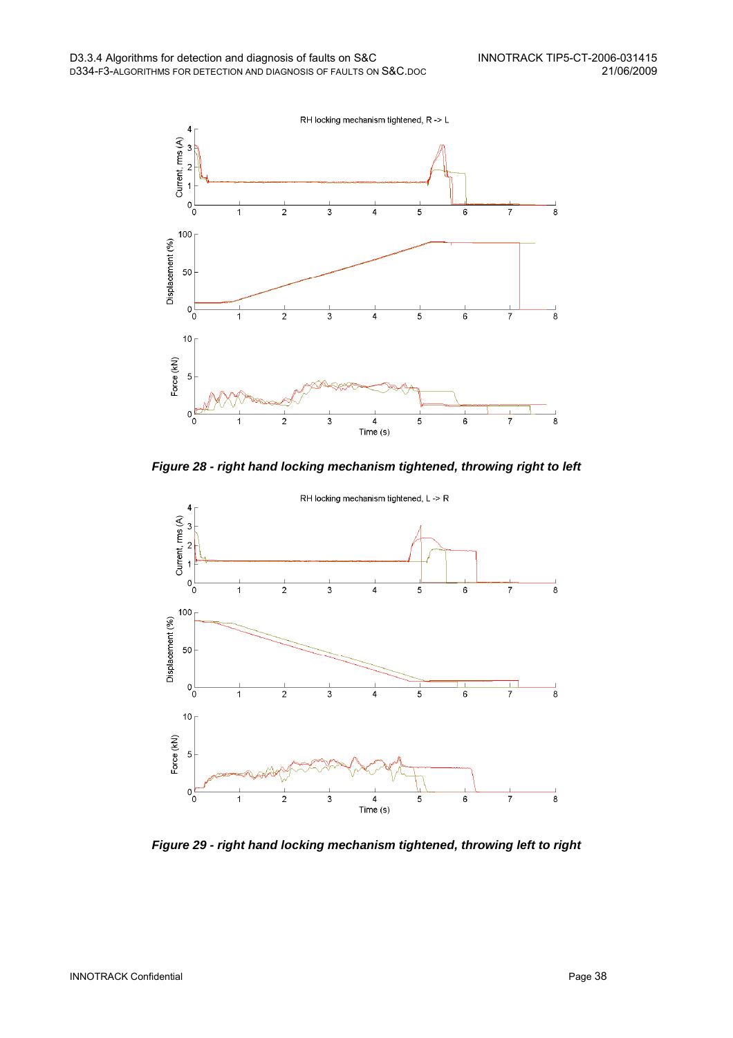*Figure 28 - right hand locking mechanism tightened, throwing right to left*

*Figure 29 - right hand locking mechanism tightened, throwing left to right*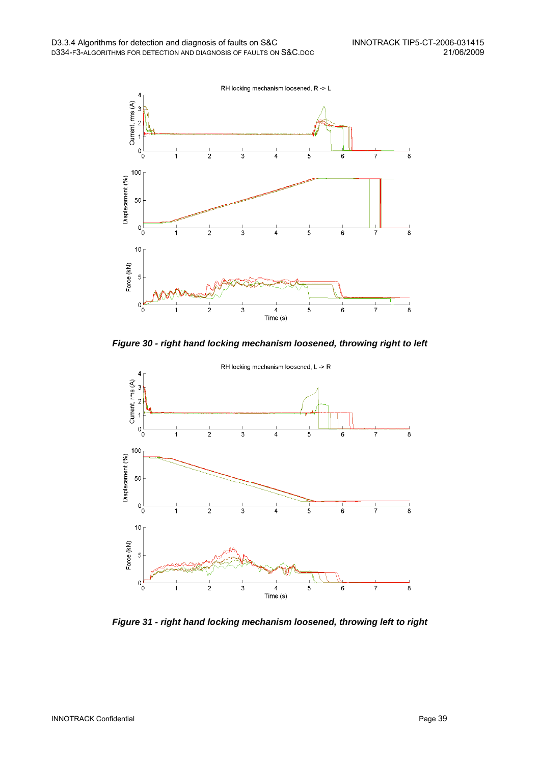*Figure 30 - right hand locking mechanism loosened, throwing right to left*

*Figure 31 - right hand locking mechanism loosened, throwing left to right*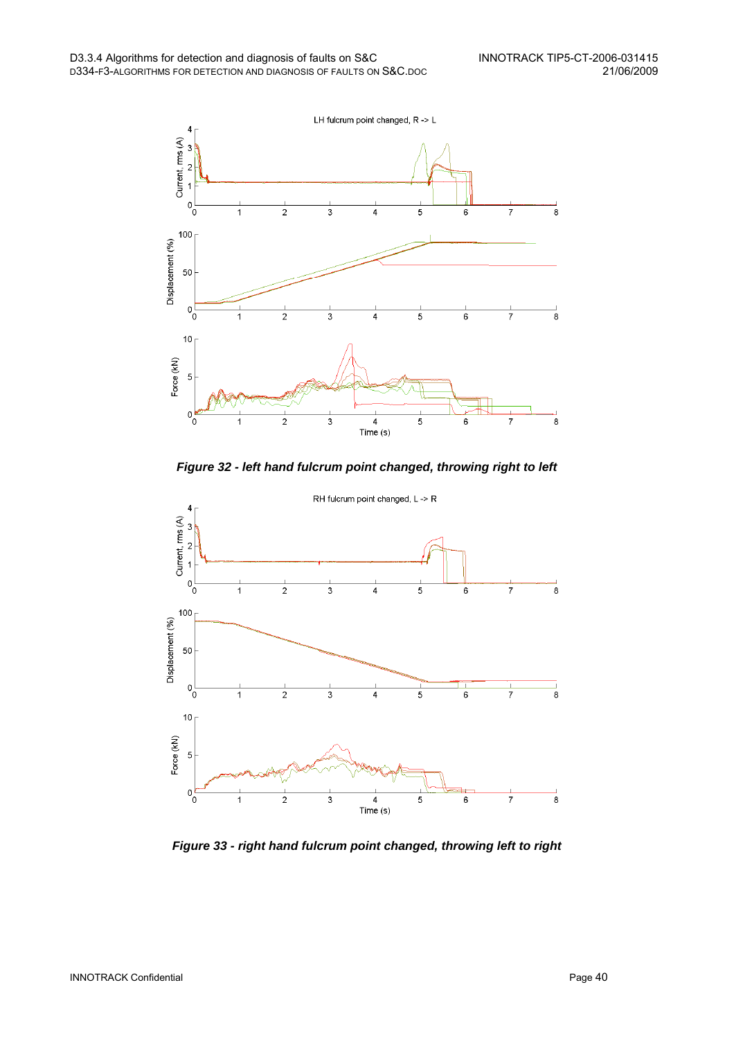*Figure 32 - left hand fulcrum point changed, throwing right to left*

*Figure 33 - right hand fulcrum point changed, throwing left to right*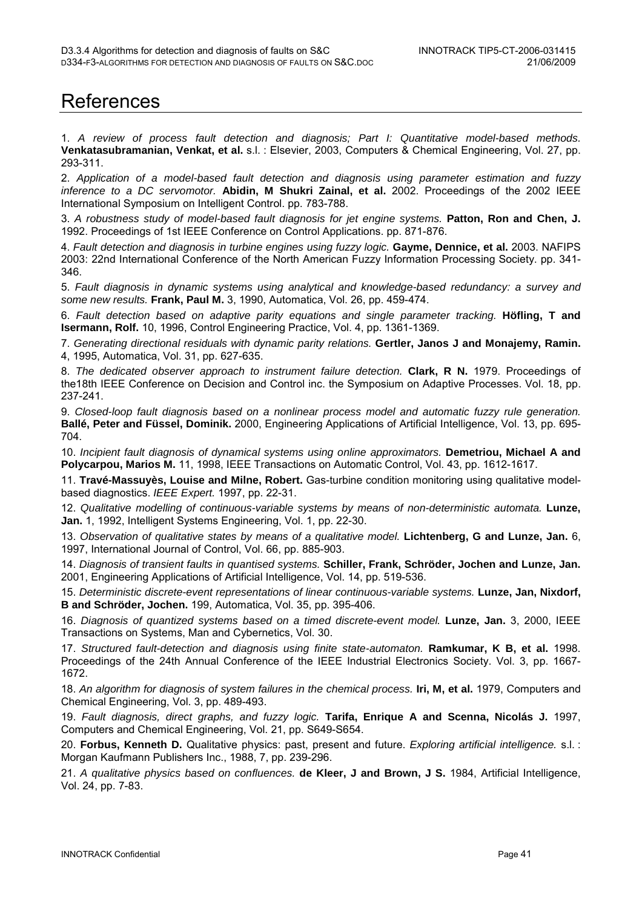# References

1. *A review of process fault detection and diagnosis; Part I: Quantitative model-based methods.* **Venkatasubramanian, Venkat, et al.** s.l. : Elsevier, 2003, Computers & Chemical Engineering, Vol. 27, pp. 293-311.

2. *Application of a model-based fault detection and diagnosis using parameter estimation and fuzzy inference to a DC servomotor.* **Abidin, M Shukri Zainal, et al.** 2002. Proceedings of the 2002 IEEE International Symposium on Intelligent Control. pp. 783-788.

3. *A robustness study of model-based fault diagnosis for jet engine systems.* **Patton, Ron and Chen, J.** 1992. Proceedings of 1st IEEE Conference on Control Applications. pp. 871-876.

4. *Fault detection and diagnosis in turbine engines using fuzzy logic.* **Gayme, Dennice, et al.** 2003. NAFIPS 2003: 22nd International Conference of the North American Fuzzy Information Processing Society. pp. 341-346.

5. *Fault diagnosis in dynamic systems using analytical and knowledge-based redundancy: a survey and some new results.* **Frank, Paul M.** 3, 1990, Automatica, Vol. 26, pp. 459-474.

6. *Fault detection based on adaptive parity equations and single parameter tracking.* **Höfling, T and Isermann, Rolf.** 10, 1996, Control Engineering Practice, Vol. 4, pp. 1361-1369.

7. *Generating directional residuals with dynamic parity relations.* **Gertler, Janos J and Monajemy, Ramin.** 4, 1995, Automatica, Vol. 31, pp. 627-635.

8. *The dedicated observer approach to instrument failure detection.* **Clark, R N.** 1979. Proceedings of the18th IEEE Conference on Decision and Control inc. the Symposium on Adaptive Processes. Vol. 18, pp. 237-241.

9. *Closed-loop fault diagnosis based on a nonlinear process model and automatic fuzzy rule generation.* **Ballé, Peter and Füssel, Dominik.** 2000, Engineering Applications of Artificial Intelligence, Vol. 13, pp. 695-704.

10. *Incipient fault diagnosis of dynamical systems using online approximators.* **Demetriou, Michael A and Polycarpou, Marios M.** 11, 1998, IEEE Transactions on Automatic Control, Vol. 43, pp. 1612-1617.

11. **Travé-Massuyès, Louise and Milne, Robert.** Gas-turbine condition monitoring using qualitative model-based diagnostics. *IEEE Expert.* 1997, pp. 22-31.

12. *Qualitative modelling of continuous-variable systems by means of non-deterministic automata.* **Lunze, Jan.** 1, 1992, Intelligent Systems Engineering, Vol. 1, pp. 22-30.

13. *Observation of qualitative states by means of a qualitative model.* **Lichtenberg, G and Lunze, Jan.** 6, 1997, International Journal of Control, Vol. 66, pp. 885-903.

14. *Diagnosis of transient faults in quantised systems.* **Schiller, Frank, Schröder, Jochen and Lunze, Jan.** 2001, Engineering Applications of Artificial Intelligence, Vol. 14, pp. 519-536.

15. *Deterministic discrete-event representations of linear continuous-variable systems.* **Lunze, Jan, Nixdorf, B and Schröder, Jochen.** 199, Automatica, Vol. 35, pp. 395-406.

16. *Diagnosis of quantized systems based on a timed discrete-event model.* **Lunze, Jan.** 3, 2000, IEEE Transactions on Systems, Man and Cybernetics, Vol. 30.

17. *Structured fault-detection and diagnosis using finite state-automaton.* **Ramkumar, K B, et al.** 1998. Proceedings of the 24th Annual Conference of the IEEE Industrial Electronics Society. Vol. 3, pp. 1667-1672.

18. *An algorithm for diagnosis of system failures in the chemical process.* **Iri, M, et al.** 1979, Computers and Chemical Engineering, Vol. 3, pp. 489-493.

19. *Fault diagnosis, direct graphs, and fuzzy logic.* **Tarifa, Enrique A and Scenna, Nicolás J.** 1997, Computers and Chemical Engineering, Vol. 21, pp. S649-S654.

20. **Forbus, Kenneth D.** Qualitative physics: past, present and future. *Exploring artificial intelligence.* s.l. : Morgan Kaufmann Publishers Inc., 1988, 7, pp. 239-296.

21. *A qualitative physics based on confluences.* **de Kleer, J and Brown, J S.** 1984, Artificial Intelligence, Vol. 24, pp. 7-83.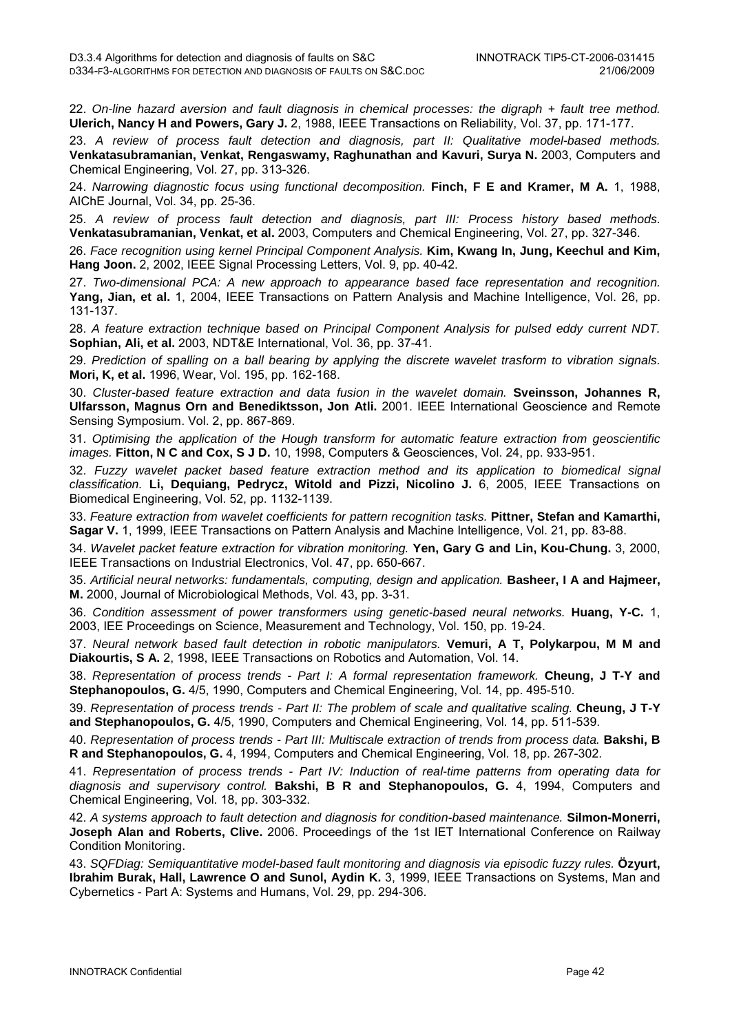22. *On-line hazard aversion and fault diagnosis in chemical processes: the digraph + fault tree method.* **Ulerich, Nancy H and Powers, Gary J.** 2, 1988, IEEE Transactions on Reliability, Vol. 37, pp. 171-177.

23. *A review of process fault detection and diagnosis, part II: Qualitative model-based methods.* **Venkatasubramanian, Venkat, Rengaswamy, Raghunathan and Kavuri, Surya N.** 2003, Computers and Chemical Engineering, Vol. 27, pp. 313-326.

24. *Narrowing diagnostic focus using functional decomposition.* **Finch, F E and Kramer, M A.** 1, 1988, AIChE Journal, Vol. 34, pp. 25-36.

25. *A review of process fault detection and diagnosis, part III: Process history based methods.* **Venkatasubramanian, Venkat, et al.** 2003, Computers and Chemical Engineering, Vol. 27, pp. 327-346.

26. *Face recognition using kernel Principal Component Analysis.* **Kim, Kwang In, Jung, Keechul and Kim, Hang Joon.** 2, 2002, IEEE Signal Processing Letters, Vol. 9, pp. 40-42.

27. *Two-dimensional PCA: A new approach to appearance based face representation and recognition.* **Yang, Jian, et al.** 1, 2004, IEEE Transactions on Pattern Analysis and Machine Intelligence, Vol. 26, pp. 131-137.

28. *A feature extraction technique based on Principal Component Analysis for pulsed eddy current NDT.* **Sophian, Ali, et al.** 2003, NDT&E International, Vol. 36, pp. 37-41.

29. *Prediction of spalling on a ball bearing by applying the discrete wavelet trasform to vibration signals.* **Mori, K, et al.** 1996, Wear, Vol. 195, pp. 162-168.

30. *Cluster-based feature extraction and data fusion in the wavelet domain.* **Sveinsson, Johannes R, Ulfarsson, Magnus Orn and Benediktsson, Jon Atli.** 2001. IEEE International Geoscience and Remote Sensing Symposium. Vol. 2, pp. 867-869.

31. *Optimising the application of the Hough transform for automatic feature extraction from geoscientific images.* **Fitton, N C and Cox, S J D.** 10, 1998, Computers & Geosciences, Vol. 24, pp. 933-951.

32. *Fuzzy wavelet packet based feature extraction method and its application to biomedical signal classification.* **Li, Dequiang, Pedrycz, Witold and Pizzi, Nicolino J.** 6, 2005, IEEE Transactions on Biomedical Engineering, Vol. 52, pp. 1132-1139.

33. *Feature extraction from wavelet coefficients for pattern recognition tasks.* **Pittner, Stefan and Kamarthi, Sagar V.** 1, 1999, IEEE Transactions on Pattern Analysis and Machine Intelligence, Vol. 21, pp. 83-88.

34. *Wavelet packet feature extraction for vibration monitoring.* **Yen, Gary G and Lin, Kou-Chung.** 3, 2000, IEEE Transactions on Industrial Electronics, Vol. 47, pp. 650-667.

35. *Artificial neural networks: fundamentals, computing, design and application.* **Basheer, I A and Hajmeer, M.** 2000, Journal of Microbiological Methods, Vol. 43, pp. 3-31.

36. *Condition assessment of power transformers using genetic-based neural networks.* **Huang, Y-C.** 1, 2003, IEE Proceedings on Science, Measurement and Technology, Vol. 150, pp. 19-24.

37. *Neural network based fault detection in robotic manipulators.* **Vemuri, A T, Polykarpou, M M and Diakourtis, S A.** 2, 1998, IEEE Transactions on Robotics and Automation, Vol. 14.

38. *Representation of process trends - Part I: A formal representation framework.* **Cheung, J T-Y and Stephanopoulos, G.** 4/5, 1990, Computers and Chemical Engineering, Vol. 14, pp. 495-510.

39. *Representation of process trends - Part II: The problem of scale and qualitative scaling.* **Cheung, J T-Y and Stephanopoulos, G.** 4/5, 1990, Computers and Chemical Engineering, Vol. 14, pp. 511-539.

40. *Representation of process trends - Part III: Multiscale extraction of trends from process data.* **Bakshi, B R and Stephanopoulos, G.** 4, 1994, Computers and Chemical Engineering, Vol. 18, pp. 267-302.

41. *Representation of process trends - Part IV: Induction of real-time patterns from operating data for diagnosis and supervisory control.* **Bakshi, B R and Stephanopoulos, G.** 4, 1994, Computers and Chemical Engineering, Vol. 18, pp. 303-332.

42. *A systems approach to fault detection and diagnosis for condition-based maintenance.* **Silmon-Monerri, Joseph Alan and Roberts, Clive.** 2006. Proceedings of the 1st IET International Conference on Railway Condition Monitoring.

43. *SQFDiag: Semiquantitative model-based fault monitoring and diagnosis via episodic fuzzy rules.* **Özyurt, Ibrahim Burak, Hall, Lawrence O and Sunol, Aydin K.** 3, 1999, IEEE Transactions on Systems, Man and Cybernetics - Part A: Systems and Humans, Vol. 29, pp. 294-306.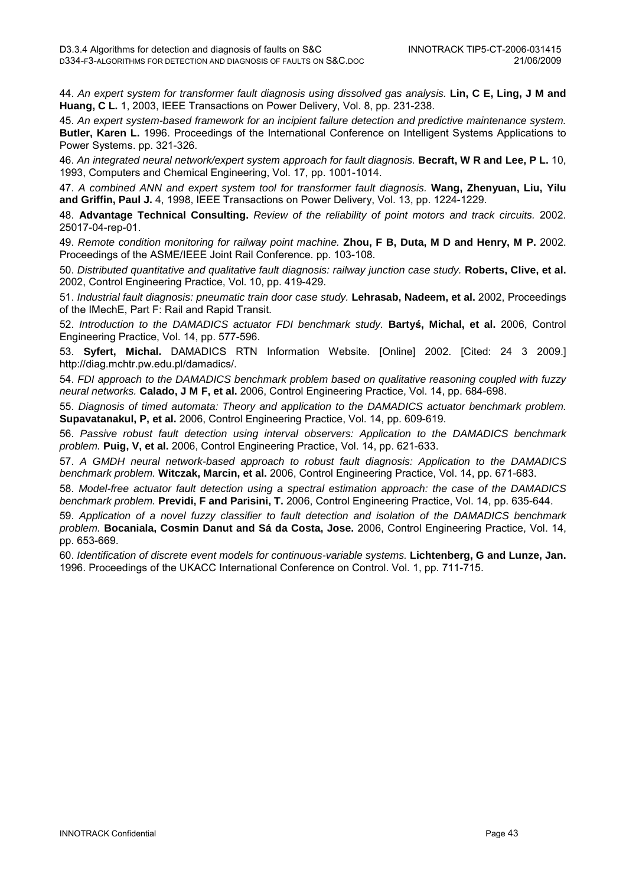44. *An expert system for transformer fault diagnosis using dissolved gas analysis.* **Lin, C E, Ling, J M and Huang, C L.** 1, 2003, IEEE Transactions on Power Delivery, Vol. 8, pp. 231-238.

45. *An expert system-based framework for an incipient failure detection and predictive maintenance system.* **Butler, Karen L.** 1996. Proceedings of the International Conference on Intelligent Systems Applications to Power Systems. pp. 321-326.

46. *An integrated neural network/expert system approach for fault diagnosis.* **Becraft, W R and Lee, P L.** 10, 1993, Computers and Chemical Engineering, Vol. 17, pp. 1001-1014.

47. *A combined ANN and expert system tool for transformer fault diagnosis.* **Wang, Zhenyuan, Liu, Yilu and Griffin, Paul J.** 4, 1998, IEEE Transactions on Power Delivery, Vol. 13, pp. 1224-1229.

48. **Advantage Technical Consulting.** *Review of the reliability of point motors and track circuits.* 2002. 25017-04-rep-01.

49. *Remote condition monitoring for railway point machine.* **Zhou, F B, Duta, M D and Henry, M P.** 2002. Proceedings of the ASME/IEEE Joint Rail Conference. pp. 103-108.

50. *Distributed quantitative and qualitative fault diagnosis: railway junction case study.* **Roberts, Clive, et al.** 2002, Control Engineering Practice, Vol. 10, pp. 419-429.

51. *Industrial fault diagnosis: pneumatic train door case study.* **Lehrasab, Nadeem, et al.** 2002, Proceedings of the IMechE, Part F: Rail and Rapid Transit.

52. *Introduction to the DAMADICS actuator FDI benchmark study.* **Bartyś, Michal, et al.** 2006, Control Engineering Practice, Vol. 14, pp. 577-596.

53. **Syfert, Michal.** DAMADICS RTN Information Website. [Online] 2002. [Cited: 24 3 2009.] http://diag.mchtr.pw.edu.pl/damadics/.

54. *FDI approach to the DAMADICS benchmark problem based on qualitative reasoning coupled with fuzzy neural networks.* **Calado, J M F, et al.** 2006, Control Engineering Practice, Vol. 14, pp. 684-698.

55. *Diagnosis of timed automata: Theory and application to the DAMADICS actuator benchmark problem.* **Supavatanakul, P, et al.** 2006, Control Engineering Practice, Vol. 14, pp. 609-619.

56. *Passive robust fault detection using interval observers: Application to the DAMADICS benchmark problem.* **Puig, V, et al.** 2006, Control Engineering Practice, Vol. 14, pp. 621-633.

57. *A GMDH neural network-based approach to robust fault diagnosis: Application to the DAMADICS benchmark problem.* **Witczak, Marcin, et al.** 2006, Control Engineering Practice, Vol. 14, pp. 671-683.

58. *Model-free actuator fault detection using a spectral estimation approach: the case of the DAMADICS benchmark problem.* **Previdi, F and Parisini, T.** 2006, Control Engineering Practice, Vol. 14, pp. 635-644.

59. *Application of a novel fuzzy classifier to fault detection and isolation of the DAMADICS benchmark problem.* **Bocaniala, Cosmin Danut and Sá da Costa, Jose.** 2006, Control Engineering Practice, Vol. 14, pp. 653-669.

60. *Identification of discrete event models for continuous-variable systems.* **Lichtenberg, G and Lunze, Jan.** 1996. Proceedings of the UKACC International Conference on Control. Vol. 1, pp. 711-715.